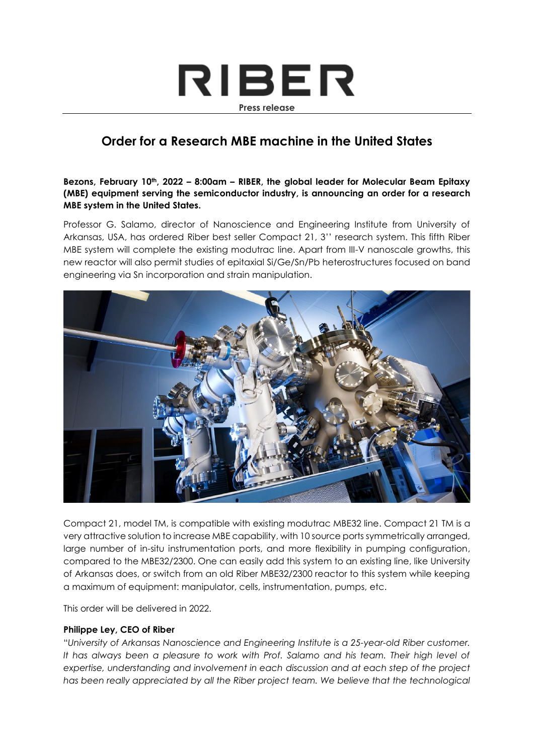# RIBER

**Press release**

## Order for a Research MBE machine in the United States

**Bezons, February 10th, 2022 – 8:00am – RIBER, the global leader for Molecular Beam Epitaxy (MBE) equipment serving the semiconductor industry, is announcing an order for a research MBE system in the United States.**

Professor G. Salamo, director of Nanoscience and Engineering Institute from University of Arkansas, USA, has ordered Riber best seller Compact 21, 3'' research system. This fifth Riber MBE system will complete the existing modutrac line. Apart from III-V nanoscale growths, this new reactor will also permit studies of epitaxial Si/Ge/Sn/Pb heterostructures focused on band engineering via Sn incorporation and strain manipulation.

Compact 21, model TM, is compatible with existing modutrac MBE32 line. Compact 21 TM is a very attractive solution to increase MBE capability, with 10 source ports symmetrically arranged, large number of in-situ instrumentation ports, and more flexibility in pumping configuration, compared to the MBE32/2300. One can easily add this system to an existing line, like University of Arkansas does, or switch from an old Riber MBE32/2300 reactor to this system while keeping a maximum of equipment: manipulator, cells, instrumentation, pumps, etc.

This order will be delivered in 2022.

**Philippe Ley, CEO of Riber**

"*University of Arkansas Nanoscience and Engineering Institute is a 25-year-old Riber customer. It has always been a pleasure to work with Prof. Salamo and his team. Their high level of expertise, understanding and involvement in each discussion and at each step of the project has been really appreciated by all the Riber project team. We believe that the technological*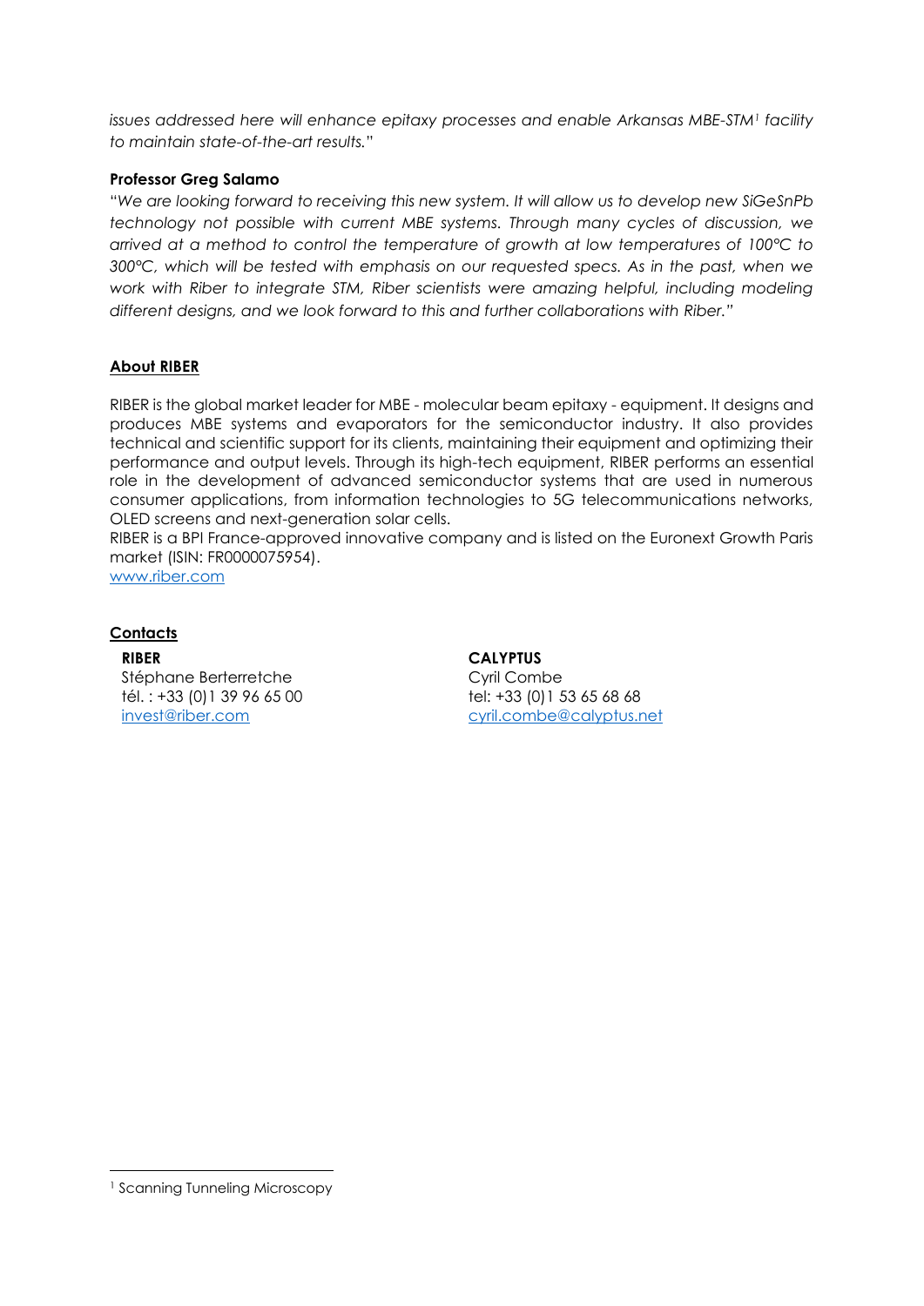*issues addressed here will enhance epitaxy processes and enable Arkansas MBE-STM[1] facility to maintain state-of-the-art results.*"

**Professor Greg Salamo**

"*We are looking forward to receiving this new system. It will allow us to develop new SiGeSnPb technology not possible with current MBE systems. Through many cycles of discussion, we arrived at a method to control the temperature of growth at low temperatures of 100°C to 300°C, which will be tested with emphasis on our requested specs. As in the past, when we work with Riber to integrate STM, Riber scientists were amazing helpful, including modeling different designs, and we look forward to this and further collaborations with Riber.*"

## About RIBER

RIBER is the global market leader for MBE - molecular beam epitaxy - equipment. It designs and produces MBE systems and evaporators for the semiconductor industry. It also provides technical and scientific support for its clients, maintaining their equipment and optimizing their performance and output levels. Through its high-tech equipment, RIBER performs an essential role in the development of advanced semiconductor systems that are used in numerous consumer applications, from information technologies to 5G telecommunications networks, OLED screens and next-generation solar cells.

RIBER is a BPI France-approved innovative company and is listed on the Euronext Growth Paris market (ISIN: FR0000075954).

www.riber.com

## Contacts

**RIBER**
Stéphane Berterretche
tél. : +33 (0)1 39 96 65 00
invest@riber.com

**CALYPTUS**
Cyril Combe
tel: +33 (0)1 53 65 68 68
cyril.combe@calyptus.net

[1] Scanning Tunneling Microscopy